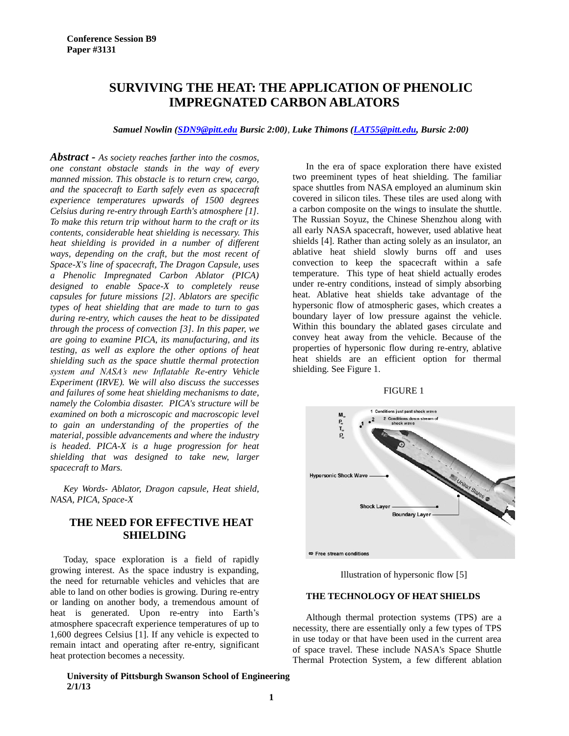Conference Session B9
Paper #3131

# SURVIVING THE HEAT: THE APPLICATION OF PHENOLIC IMPREGNATED CARBON ABLATORS

***Samuel Nowlin (SDN9@pitt.edu Bursic 2:00), Luke Thimons (LAT55@pitt.edu, Bursic 2:00)***

***Abstract -*** *As society reaches farther into the cosmos, one constant obstacle stands in the way of every manned mission. This obstacle is to return crew, cargo, and the spacecraft to Earth safely even as spacecraft experience temperatures upwards of 1500 degrees Celsius during re-entry through Earth's atmosphere [1]. To make this return trip without harm to the craft or its contents, considerable heat shielding is necessary. This heat shielding is provided in a number of different ways, depending on the craft, but the most recent of Space-X's line of spacecraft, The Dragon Capsule, uses a Phenolic Impregnated Carbon Ablator (PICA) designed to enable Space-X to completely reuse capsules for future missions [2]. Ablators are specific types of heat shielding that are made to turn to gas during re-entry, which causes the heat to be dissipated through the process of convection [3]. In this paper, we are going to examine PICA, its manufacturing, and its testing, as well as explore the other options of heat shielding such as the space shuttle thermal protection system and NASA's new Inflatable Re-entry Vehicle Experiment (IRVE). We will also discuss the successes and failures of some heat shielding mechanisms to date, namely the Colombia disaster. PICA's structure will be examined on both a microscopic and macroscopic level to gain an understanding of the properties of the material, possible advancements and where the industry is headed. PICA-X is a huge progression for heat shielding that was designed to take new, larger spacecraft to Mars.*

*Key Words- Ablator, Dragon capsule, Heat shield, NASA, PICA, Space-X*

## THE NEED FOR EFFECTIVE HEAT SHIELDING

Today, space exploration is a field of rapidly growing interest. As the space industry is expanding, the need for returnable vehicles and vehicles that are able to land on other bodies is growing. During re-entry or landing on another body, a tremendous amount of heat is generated. Upon re-entry into Earth's atmosphere spacecraft experience temperatures of up to 1,600 degrees Celsius [1]. If any vehicle is expected to remain intact and operating after re-entry, significant heat protection becomes a necessity.

In the era of space exploration there have existed two preeminent types of heat shielding. The familiar space shuttles from NASA employed an aluminum skin covered in silicon tiles. These tiles are used along with a carbon composite on the wings to insulate the shuttle. The Russian Soyuz, the Chinese Shenzhou along with all early NASA spacecraft, however, used ablative heat shields [4]. Rather than acting solely as an insulator, an ablative heat shield slowly burns off and uses convection to keep the spacecraft within a safe temperature. This type of heat shield actually erodes under re-entry conditions, instead of simply absorbing heat. Ablative heat shields take advantage of the hypersonic flow of atmospheric gases, which creates a boundary layer of low pressure against the vehicle. Within this boundary the ablated gases circulate and convey heat away from the vehicle. Because of the properties of hypersonic flow during re-entry, ablative heat shields are an efficient option for thermal shielding. See Figure 1.

FIGURE 1

Illustration of hypersonic flow [5]

### THE TECHNOLOGY OF HEAT SHIELDS

Although thermal protection systems (TPS) are a necessity, there are essentially only a few types of TPS in use today or that have been used in the current area of space travel. These include NASA's Space Shuttle Thermal Protection System, a few different ablation

University of Pittsburgh Swanson School of Engineering
2/1/13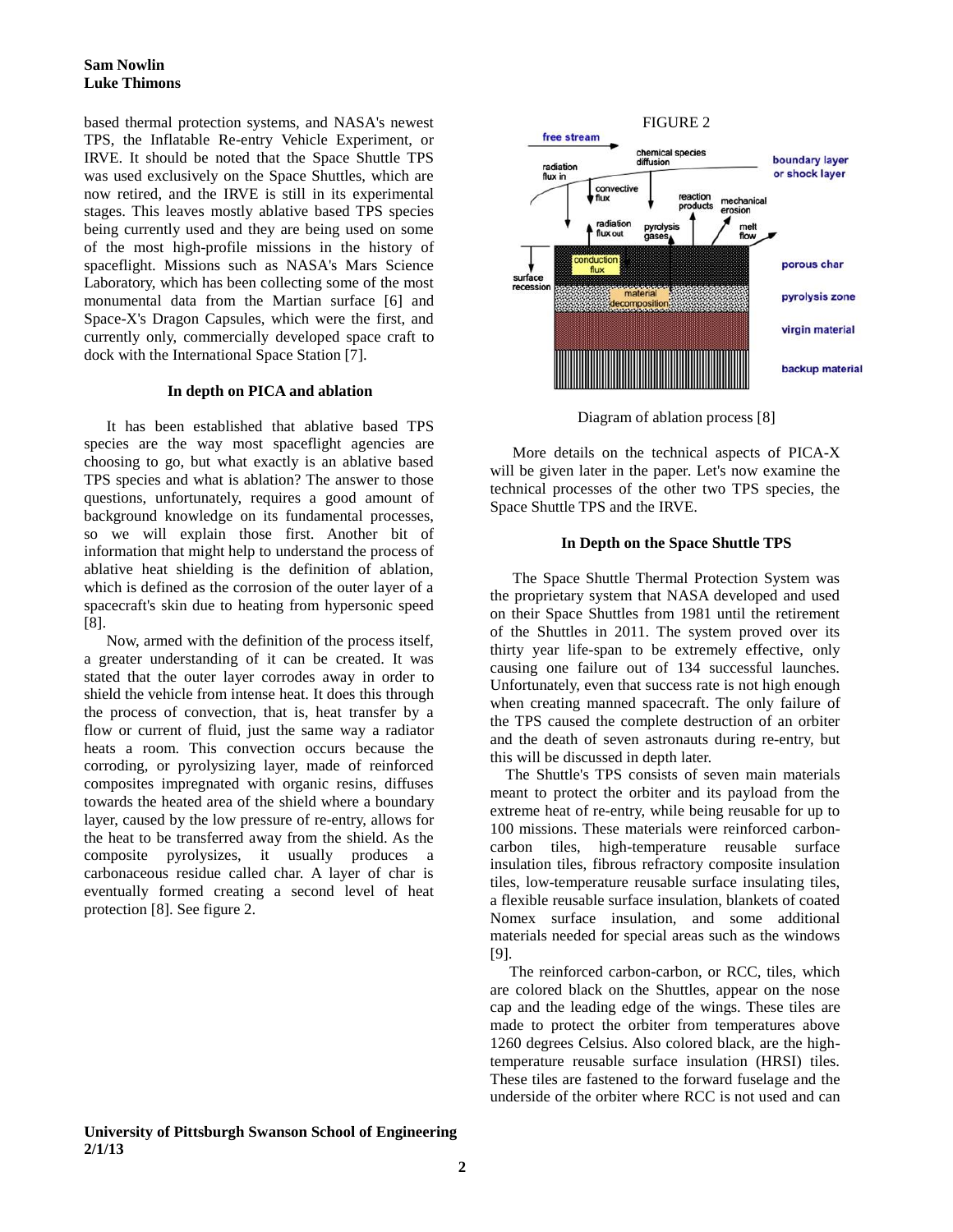based thermal protection systems, and NASA's newest TPS, the Inflatable Re-entry Vehicle Experiment, or IRVE. It should be noted that the Space Shuttle TPS was used exclusively on the Space Shuttles, which are now retired, and the IRVE is still in its experimental stages. This leaves mostly ablative based TPS species being currently used and they are being used on some of the most high-profile missions in the history of spaceflight. Missions such as NASA's Mars Science Laboratory, which has been collecting some of the most monumental data from the Martian surface [6] and Space-X's Dragon Capsules, which were the first, and currently only, commercially developed space craft to dock with the International Space Station [7].

### In depth on PICA and ablation

It has been established that ablative based TPS species are the way most spaceflight agencies are choosing to go, but what exactly is an ablative based TPS species and what is ablation? The answer to those questions, unfortunately, requires a good amount of background knowledge on its fundamental processes, so we will explain those first. Another bit of information that might help to understand the process of ablative heat shielding is the definition of ablation, which is defined as the corrosion of the outer layer of a spacecraft's skin due to heating from hypersonic speed [8].

Now, armed with the definition of the process itself, a greater understanding of it can be created. It was stated that the outer layer corrodes away in order to shield the vehicle from intense heat. It does this through the process of convection, that is, heat transfer by a flow or current of fluid, just the same way a radiator heats a room. This convection occurs because the corroding, or pyrolysizing layer, made of reinforced composites impregnated with organic resins, diffuses towards the heated area of the shield where a boundary layer, caused by the low pressure of re-entry, allows for the heat to be transferred away from the shield. As the composite pyrolysizes, it usually produces a carbonaceous residue called char. A layer of char is eventually formed creating a second level of heat protection [8]. See figure 2.

FIGURE 2

Diagram of ablation process [8]

More details on the technical aspects of PICA-X will be given later in the paper. Let's now examine the technical processes of the other two TPS species, the Space Shuttle TPS and the IRVE.

### In Depth on the Space Shuttle TPS

The Space Shuttle Thermal Protection System was the proprietary system that NASA developed and used on their Space Shuttles from 1981 until the retirement of the Shuttles in 2011. The system proved over its thirty year life-span to be extremely effective, only causing one failure out of 134 successful launches. Unfortunately, even that success rate is not high enough when creating manned spacecraft. The only failure of the TPS caused the complete destruction of an orbiter and the death of seven astronauts during re-entry, but this will be discussed in depth later.

The Shuttle's TPS consists of seven main materials meant to protect the orbiter and its payload from the extreme heat of re-entry, while being reusable for up to 100 missions. These materials were reinforced carbon-carbon tiles, high-temperature reusable surface insulation tiles, fibrous refractory composite insulation tiles, low-temperature reusable surface insulating tiles, a flexible reusable surface insulation, blankets of coated Nomex surface insulation, and some additional materials needed for special areas such as the windows [9].

The reinforced carbon-carbon, or RCC, tiles, which are colored black on the Shuttles, appear on the nose cap and the leading edge of the wings. These tiles are made to protect the orbiter from temperatures above 1260 degrees Celsius. Also colored black, are the high-temperature reusable surface insulation (HRSI) tiles. These tiles are fastened to the forward fuselage and the underside of the orbiter where RCC is not used and can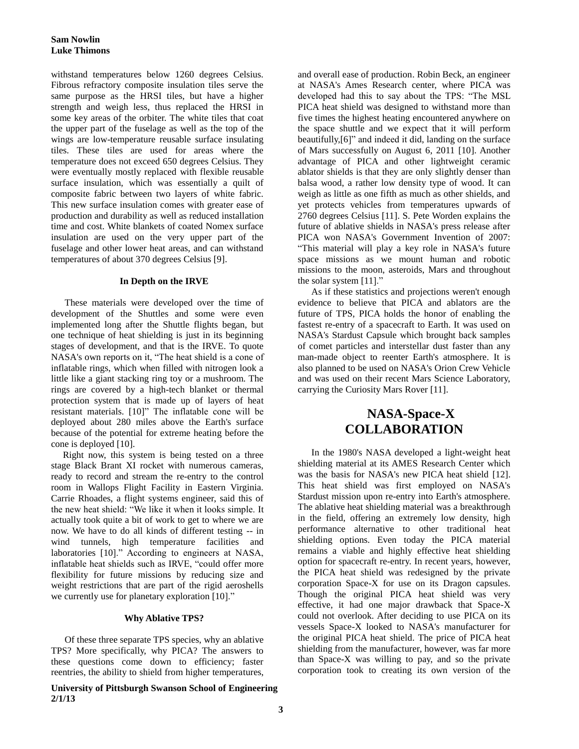withstand temperatures below 1260 degrees Celsius. Fibrous refractory composite insulation tiles serve the same purpose as the HRSI tiles, but have a higher strength and weigh less, thus replaced the HRSI in some key areas of the orbiter. The white tiles that coat the upper part of the fuselage as well as the top of the wings are low-temperature reusable surface insulating tiles. These tiles are used for areas where the temperature does not exceed 650 degrees Celsius. They were eventually mostly replaced with flexible reusable surface insulation, which was essentially a quilt of composite fabric between two layers of white fabric. This new surface insulation comes with greater ease of production and durability as well as reduced installation time and cost. White blankets of coated Nomex surface insulation are used on the very upper part of the fuselage and other lower heat areas, and can withstand temperatures of about 370 degrees Celsius [9].

### In Depth on the IRVE

These materials were developed over the time of development of the Shuttles and some were even implemented long after the Shuttle flights began, but one technique of heat shielding is just in its beginning stages of development, and that is the IRVE. To quote NASA's own reports on it, "The heat shield is a cone of inflatable rings, which when filled with nitrogen look a little like a giant stacking ring toy or a mushroom. The rings are covered by a high-tech blanket or thermal protection system that is made up of layers of heat resistant materials. [10]" The inflatable cone will be deployed about 280 miles above the Earth's surface because of the potential for extreme heating before the cone is deployed [10].

Right now, this system is being tested on a three stage Black Brant XI rocket with numerous cameras, ready to record and stream the re-entry to the control room in Wallops Flight Facility in Eastern Virginia. Carrie Rhoades, a flight systems engineer, said this of the new heat shield: "We like it when it looks simple. It actually took quite a bit of work to get to where we are now. We have to do all kinds of different testing -- in wind tunnels, high temperature facilities and laboratories [10]." According to engineers at NASA, inflatable heat shields such as IRVE, "could offer more flexibility for future missions by reducing size and weight restrictions that are part of the rigid aeroshells we currently use for planetary exploration [10]."

### Why Ablative TPS?

Of these three separate TPS species, why an ablative TPS? More specifically, why PICA? The answers to these questions come down to efficiency; faster reentries, the ability to shield from higher temperatures, and overall ease of production. Robin Beck, an engineer at NASA's Ames Research center, where PICA was developed had this to say about the TPS: "The MSL PICA heat shield was designed to withstand more than five times the highest heating encountered anywhere on the space shuttle and we expect that it will perform beautifully,[6]" and indeed it did, landing on the surface of Mars successfully on August 6, 2011 [10]. Another advantage of PICA and other lightweight ceramic ablator shields is that they are only slightly denser than balsa wood, a rather low density type of wood. It can weigh as little as one fifth as much as other shields, and yet protects vehicles from temperatures upwards of 2760 degrees Celsius [11]. S. Pete Worden explains the future of ablative shields in NASA's press release after PICA won NASA's Government Invention of 2007: "This material will play a key role in NASA's future space missions as we mount human and robotic missions to the moon, asteroids, Mars and throughout the solar system [11]."

As if these statistics and projections weren't enough evidence to believe that PICA and ablators are the future of TPS, PICA holds the honor of enabling the fastest re-entry of a spacecraft to Earth. It was used on NASA's Stardust Capsule which brought back samples of comet particles and interstellar dust faster than any man-made object to reenter Earth's atmosphere. It is also planned to be used on NASA's Orion Crew Vehicle and was used on their recent Mars Science Laboratory, carrying the Curiosity Mars Rover [11].

## NASA-Space-X COLLABORATION

In the 1980's NASA developed a light-weight heat shielding material at its AMES Research Center which was the basis for NASA's new PICA heat shield [12]. This heat shield was first employed on NASA's Stardust mission upon re-entry into Earth's atmosphere. The ablative heat shielding material was a breakthrough in the field, offering an extremely low density, high performance alternative to other traditional heat shielding options. Even today the PICA material remains a viable and highly effective heat shielding option for spacecraft re-entry. In recent years, however, the PICA heat shield was redesigned by the private corporation Space-X for use on its Dragon capsules. Though the original PICA heat shield was very effective, it had one major drawback that Space-X could not overlook. After deciding to use PICA on its vessels Space-X looked to NASA's manufacturer for the original PICA heat shield. The price of PICA heat shielding from the manufacturer, however, was far more than Space-X was willing to pay, and so the private corporation took to creating its own version of the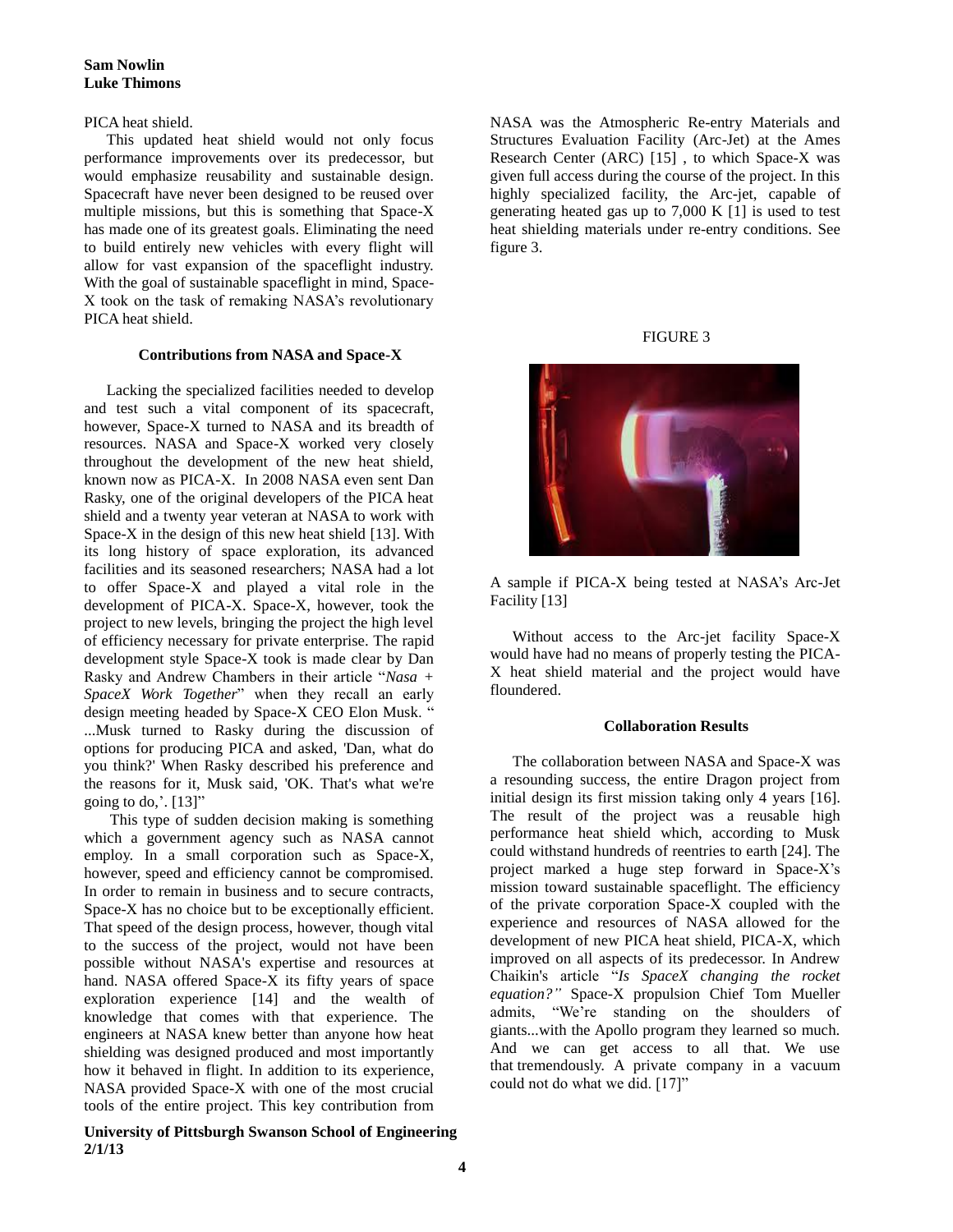PICA heat shield.

This updated heat shield would not only focus performance improvements over its predecessor, but would emphasize reusability and sustainable design. Spacecraft have never been designed to be reused over multiple missions, but this is something that Space-X has made one of its greatest goals. Eliminating the need to build entirely new vehicles with every flight will allow for vast expansion of the spaceflight industry. With the goal of sustainable spaceflight in mind, Space-X took on the task of remaking NASA's revolutionary PICA heat shield.

### Contributions from NASA and Space-X

Lacking the specialized facilities needed to develop and test such a vital component of its spacecraft, however, Space-X turned to NASA and its breadth of resources. NASA and Space-X worked very closely throughout the development of the new heat shield, known now as PICA-X. In 2008 NASA even sent Dan Rasky, one of the original developers of the PICA heat shield and a twenty year veteran at NASA to work with Space-X in the design of this new heat shield [13]. With its long history of space exploration, its advanced facilities and its seasoned researchers; NASA had a lot to offer Space-X and played a vital role in the development of PICA-X. Space-X, however, took the project to new levels, bringing the project the high level of efficiency necessary for private enterprise. The rapid development style Space-X took is made clear by Dan Rasky and Andrew Chambers in their article "*Nasa + SpaceX Work Together*" when they recall an early design meeting headed by Space-X CEO Elon Musk. " ...Musk turned to Rasky during the discussion of options for producing PICA and asked, 'Dan, what do you think?' When Rasky described his preference and the reasons for it, Musk said, 'OK. That's what we're going to do,'. [13]"

This type of sudden decision making is something which a government agency such as NASA cannot employ. In a small corporation such as Space-X, however, speed and efficiency cannot be compromised. In order to remain in business and to secure contracts, Space-X has no choice but to be exceptionally efficient. That speed of the design process, however, though vital to the success of the project, would not have been possible without NASA's expertise and resources at hand. NASA offered Space-X its fifty years of space exploration experience [14] and the wealth of knowledge that comes with that experience. The engineers at NASA knew better than anyone how heat shielding was designed produced and most importantly how it behaved in flight. In addition to its experience, NASA provided Space-X with one of the most crucial tools of the entire project. This key contribution from NASA was the Atmospheric Re-entry Materials and Structures Evaluation Facility (Arc-Jet) at the Ames Research Center (ARC) [15] , to which Space-X was given full access during the course of the project. In this highly specialized facility, the Arc-jet, capable of generating heated gas up to 7,000 K [1] is used to test heat shielding materials under re-entry conditions. See figure 3.

FIGURE 3

A sample if PICA-X being tested at NASA's Arc-Jet Facility [13]

Without access to the Arc-jet facility Space-X would have had no means of properly testing the PICA-X heat shield material and the project would have floundered.

### Collaboration Results

The collaboration between NASA and Space-X was a resounding success, the entire Dragon project from initial design its first mission taking only 4 years [16]. The result of the project was a reusable high performance heat shield which, according to Musk could withstand hundreds of reentries to earth [24]. The project marked a huge step forward in Space-X's mission toward sustainable spaceflight. The efficiency of the private corporation Space-X coupled with the experience and resources of NASA allowed for the development of new PICA heat shield, PICA-X, which improved on all aspects of its predecessor. In Andrew Chaikin's article "*Is SpaceX changing the rocket equation?"* Space-X propulsion Chief Tom Mueller admits, "We're standing on the shoulders of giants...with the Apollo program they learned so much. And we can get access to all that. We use that tremendously. A private company in a vacuum could not do what we did. [17]"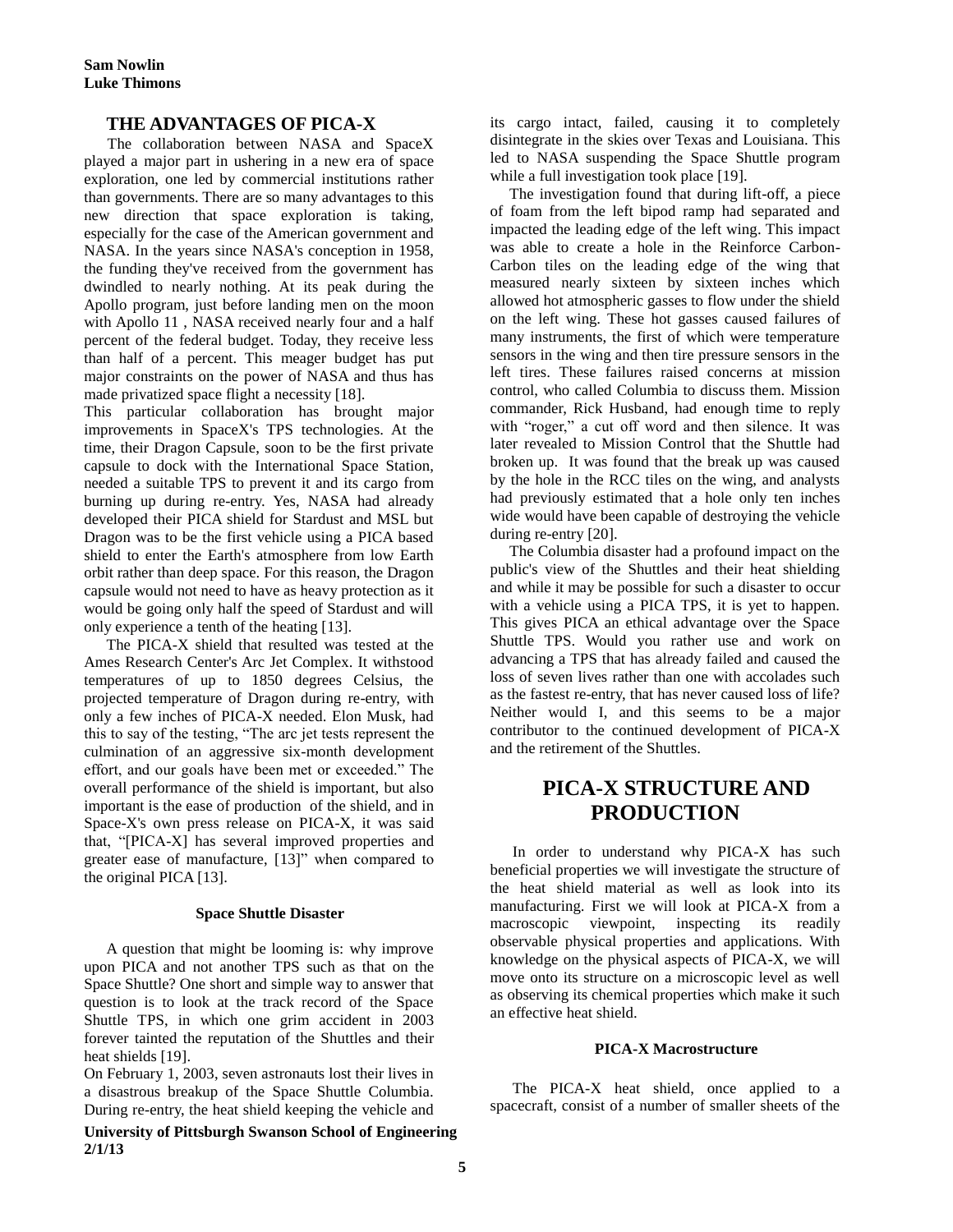## THE ADVANTAGES OF PICA-X

The collaboration between NASA and SpaceX played a major part in ushering in a new era of space exploration, one led by commercial institutions rather than governments. There are so many advantages to this new direction that space exploration is taking, especially for the case of the American government and NASA. In the years since NASA's conception in 1958, the funding they've received from the government has dwindled to nearly nothing. At its peak during the Apollo program, just before landing men on the moon with Apollo 11 , NASA received nearly four and a half percent of the federal budget. Today, they receive less than half of a percent. This meager budget has put major constraints on the power of NASA and thus has made privatized space flight a necessity [18].

This particular collaboration has brought major improvements in SpaceX's TPS technologies. At the time, their Dragon Capsule, soon to be the first private capsule to dock with the International Space Station, needed a suitable TPS to prevent it and its cargo from burning up during re-entry. Yes, NASA had already developed their PICA shield for Stardust and MSL but Dragon was to be the first vehicle using a PICA based shield to enter the Earth's atmosphere from low Earth orbit rather than deep space. For this reason, the Dragon capsule would not need to have as heavy protection as it would be going only half the speed of Stardust and will only experience a tenth of the heating [13].

The PICA-X shield that resulted was tested at the Ames Research Center's Arc Jet Complex. It withstood temperatures of up to 1850 degrees Celsius, the projected temperature of Dragon during re-entry, with only a few inches of PICA-X needed. Elon Musk, had this to say of the testing, "The arc jet tests represent the culmination of an aggressive six-month development effort, and our goals have been met or exceeded." The overall performance of the shield is important, but also important is the ease of production of the shield, and in Space-X's own press release on PICA-X, it was said that, "[PICA-X] has several improved properties and greater ease of manufacture, [13]" when compared to the original PICA [13].

### Space Shuttle Disaster

A question that might be looming is: why improve upon PICA and not another TPS such as that on the Space Shuttle? One short and simple way to answer that question is to look at the track record of the Space Shuttle TPS, in which one grim accident in 2003 forever tainted the reputation of the Shuttles and their heat shields [19].

On February 1, 2003, seven astronauts lost their lives in a disastrous breakup of the Space Shuttle Columbia. During re-entry, the heat shield keeping the vehicle and its cargo intact, failed, causing it to completely disintegrate in the skies over Texas and Louisiana. This led to NASA suspending the Space Shuttle program while a full investigation took place [19].

The investigation found that during lift-off, a piece of foam from the left bipod ramp had separated and impacted the leading edge of the left wing. This impact was able to create a hole in the Reinforce Carbon-Carbon tiles on the leading edge of the wing that measured nearly sixteen by sixteen inches which allowed hot atmospheric gasses to flow under the shield on the left wing. These hot gasses caused failures of many instruments, the first of which were temperature sensors in the wing and then tire pressure sensors in the left tires. These failures raised concerns at mission control, who called Columbia to discuss them. Mission commander, Rick Husband, had enough time to reply with "roger," a cut off word and then silence. It was later revealed to Mission Control that the Shuttle had broken up. It was found that the break up was caused by the hole in the RCC tiles on the wing, and analysts had previously estimated that a hole only ten inches wide would have been capable of destroying the vehicle during re-entry [20].

The Columbia disaster had a profound impact on the public's view of the Shuttles and their heat shielding and while it may be possible for such a disaster to occur with a vehicle using a PICA TPS, it is yet to happen. This gives PICA an ethical advantage over the Space Shuttle TPS. Would you rather use and work on advancing a TPS that has already failed and caused the loss of seven lives rather than one with accolades such as the fastest re-entry, that has never caused loss of life? Neither would I, and this seems to be a major contributor to the continued development of PICA-X and the retirement of the Shuttles.

## PICA-X STRUCTURE AND PRODUCTION

In order to understand why PICA-X has such beneficial properties we will investigate the structure of the heat shield material as well as look into its manufacturing. First we will look at PICA-X from a macroscopic viewpoint, inspecting its readily observable physical properties and applications. With knowledge on the physical aspects of PICA-X, we will move onto its structure on a microscopic level as well as observing its chemical properties which make it such an effective heat shield.

### PICA-X Macrostructure

The PICA-X heat shield, once applied to a spacecraft, consist of a number of smaller sheets of the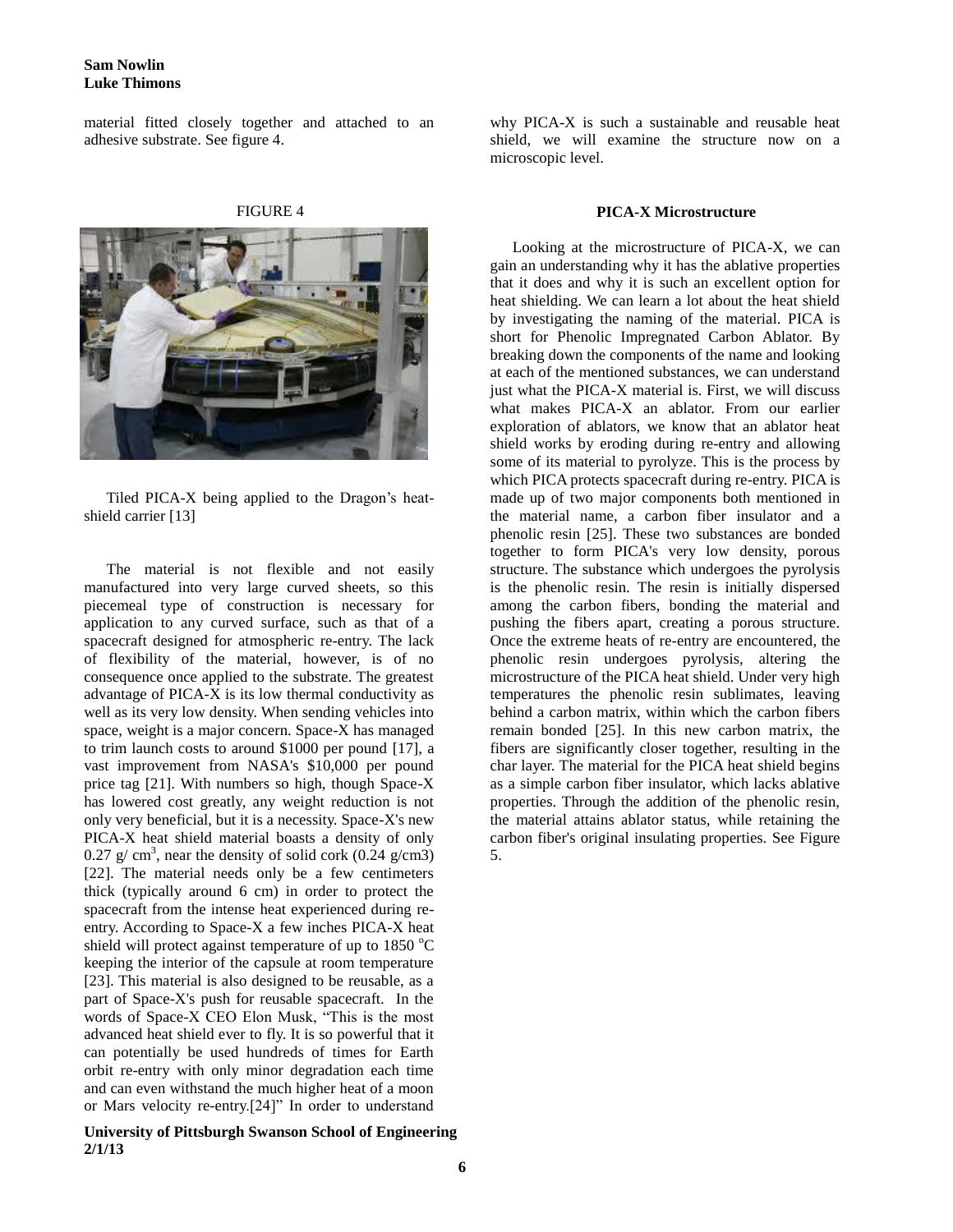material fitted closely together and attached to an adhesive substrate. See figure 4.

FIGURE 4

Tiled PICA-X being applied to the Dragon's heat-shield carrier [13]

The material is not flexible and not easily manufactured into very large curved sheets, so this piecemeal type of construction is necessary for application to any curved surface, such as that of a spacecraft designed for atmospheric re-entry. The lack of flexibility of the material, however, is of no consequence once applied to the substrate. The greatest advantage of PICA-X is its low thermal conductivity as well as its very low density. When sending vehicles into space, weight is a major concern. Space-X has managed to trim launch costs to around \$1000 per pound [17], a vast improvement from NASA's \$10,000 per pound price tag [21]. With numbers so high, though Space-X has lowered cost greatly, any weight reduction is not only very beneficial, but it is a necessity. Space-X's new PICA-X heat shield material boasts a density of only 0.27 g/ $cm^3$, near the density of solid cork (0.24 g/cm3) [22]. The material needs only be a few centimeters thick (typically around 6 cm) in order to protect the spacecraft from the intense heat experienced during re-entry. According to Space-X a few inches PICA-X heat shield will protect against temperature of up to 1850 $^oC$ keeping the interior of the capsule at room temperature [23]. This material is also designed to be reusable, as a part of Space-X's push for reusable spacecraft. In the words of Space-X CEO Elon Musk, "This is the most advanced heat shield ever to fly. It is so powerful that it can potentially be used hundreds of times for Earth orbit re-entry with only minor degradation each time and can even withstand the much higher heat of a moon or Mars velocity re-entry.[24]" In order to understand why PICA-X is such a sustainable and reusable heat shield, we will examine the structure now on a microscopic level.

### PICA-X Microstructure

Looking at the microstructure of PICA-X, we can gain an understanding why it has the ablative properties that it does and why it is such an excellent option for heat shielding. We can learn a lot about the heat shield by investigating the naming of the material. PICA is short for Phenolic Impregnated Carbon Ablator. By breaking down the components of the name and looking at each of the mentioned substances, we can understand just what the PICA-X material is. First, we will discuss what makes PICA-X an ablator. From our earlier exploration of ablators, we know that an ablator heat shield works by eroding during re-entry and allowing some of its material to pyrolyze. This is the process by which PICA protects spacecraft during re-entry. PICA is made up of two major components both mentioned in the material name, a carbon fiber insulator and a phenolic resin [25]. These two substances are bonded together to form PICA's very low density, porous structure. The substance which undergoes the pyrolysis is the phenolic resin. The resin is initially dispersed among the carbon fibers, bonding the material and pushing the fibers apart, creating a porous structure. Once the extreme heats of re-entry are encountered, the phenolic resin undergoes pyrolysis, altering the microstructure of the PICA heat shield. Under very high temperatures the phenolic resin sublimates, leaving behind a carbon matrix, within which the carbon fibers remain bonded [25]. In this new carbon matrix, the fibers are significantly closer together, resulting in the char layer. The material for the PICA heat shield begins as a simple carbon fiber insulator, which lacks ablative properties. Through the addition of the phenolic resin, the material attains ablator status, while retaining the carbon fiber's original insulating properties. See Figure 5.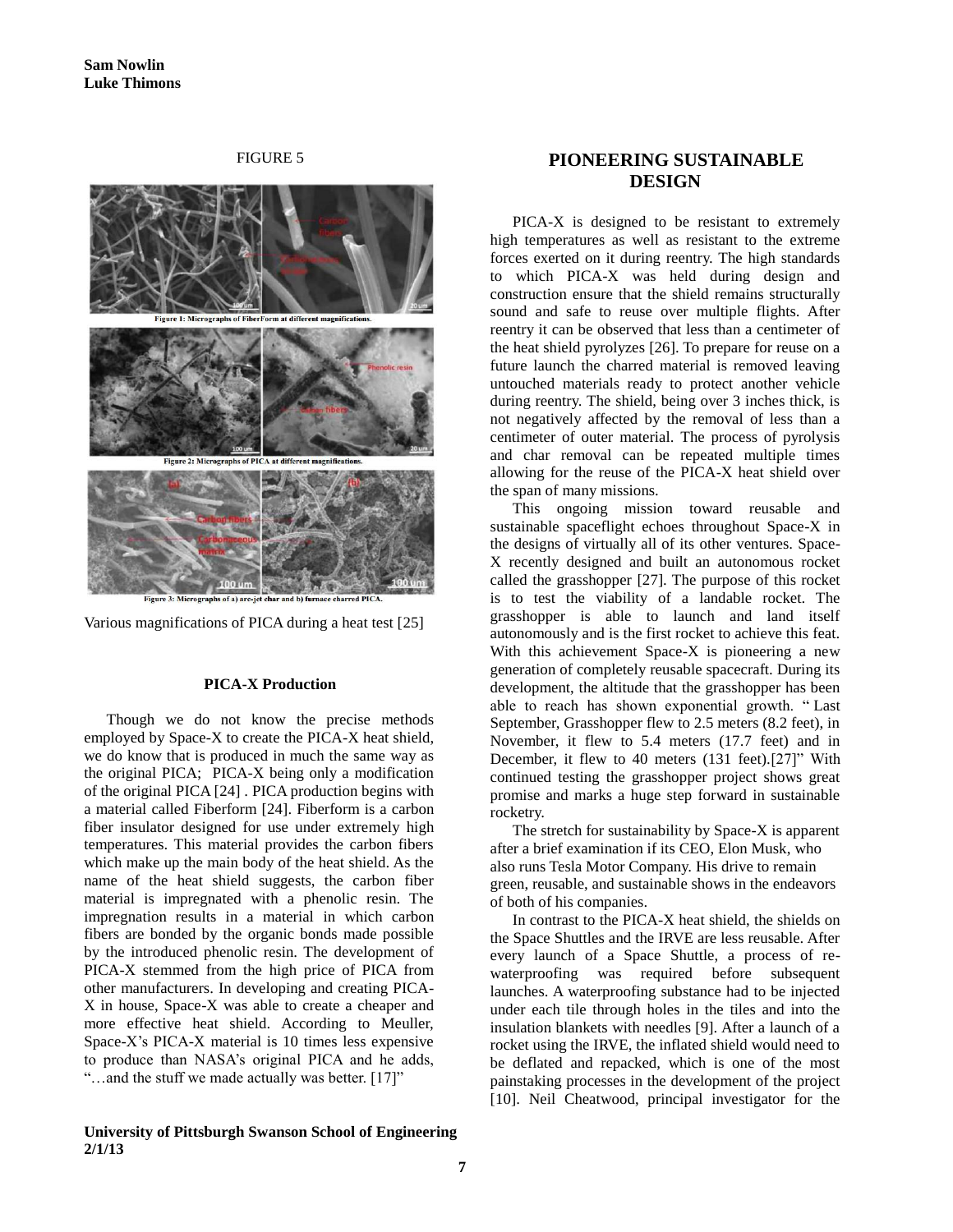FIGURE 5

Figure 1: Micrographs of FiberForm at different magnifications.

Figure 2: Micrographs of PICA at different magnifications.

Figure 3: Micrographs of a) arc-jet char and b) furnace charred PICA.

Various magnifications of PICA during a heat test [25]

### PICA-X Production

Though we do not know the precise methods employed by Space-X to create the PICA-X heat shield, we do know that is produced in much the same way as the original PICA; PICA-X being only a modification of the original PICA [24] . PICA production begins with a material called Fiberform [24]. Fiberform is a carbon fiber insulator designed for use under extremely high temperatures. This material provides the carbon fibers which make up the main body of the heat shield. As the name of the heat shield suggests, the carbon fiber material is impregnated with a phenolic resin. The impregnation results in a material in which carbon fibers are bonded by the organic bonds made possible by the introduced phenolic resin. The development of PICA-X stemmed from the high price of PICA from other manufacturers. In developing and creating PICA-X in house, Space-X was able to create a cheaper and more effective heat shield. According to Meuller, Space-X's PICA-X material is 10 times less expensive to produce than NASA's original PICA and he adds, "…and the stuff we made actually was better. [17]"

## PIONEERING SUSTAINABLE DESIGN

PICA-X is designed to be resistant to extremely high temperatures as well as resistant to the extreme forces exerted on it during reentry. The high standards to which PICA-X was held during design and construction ensure that the shield remains structurally sound and safe to reuse over multiple flights. After reentry it can be observed that less than a centimeter of the heat shield pyrolyzes [26]. To prepare for reuse on a future launch the charred material is removed leaving untouched materials ready to protect another vehicle during reentry. The shield, being over 3 inches thick, is not negatively affected by the removal of less than a centimeter of outer material. The process of pyrolysis and char removal can be repeated multiple times allowing for the reuse of the PICA-X heat shield over the span of many missions.

This ongoing mission toward reusable and sustainable spaceflight echoes throughout Space-X in the designs of virtually all of its other ventures. Space-X recently designed and built an autonomous rocket called the grasshopper [27]. The purpose of this rocket is to test the viability of a landable rocket. The grasshopper is able to launch and land itself autonomously and is the first rocket to achieve this feat. With this achievement Space-X is pioneering a new generation of completely reusable spacecraft. During its development, the altitude that the grasshopper has been able to reach has shown exponential growth. " Last September, Grasshopper flew to 2.5 meters (8.2 feet), in November, it flew to 5.4 meters (17.7 feet) and in December, it flew to 40 meters (131 feet).[27]" With continued testing the grasshopper project shows great promise and marks a huge step forward in sustainable rocketry.

The stretch for sustainability by Space-X is apparent after a brief examination if its CEO, Elon Musk, who also runs Tesla Motor Company. His drive to remain green, reusable, and sustainable shows in the endeavors of both of his companies.

In contrast to the PICA-X heat shield, the shields on the Space Shuttles and the IRVE are less reusable. After every launch of a Space Shuttle, a process of re-waterproofing was required before subsequent launches. A waterproofing substance had to be injected under each tile through holes in the tiles and into the insulation blankets with needles [9]. After a launch of a rocket using the IRVE, the inflated shield would need to be deflated and repacked, which is one of the most painstaking processes in the development of the project [10]. Neil Cheatwood, principal investigator for the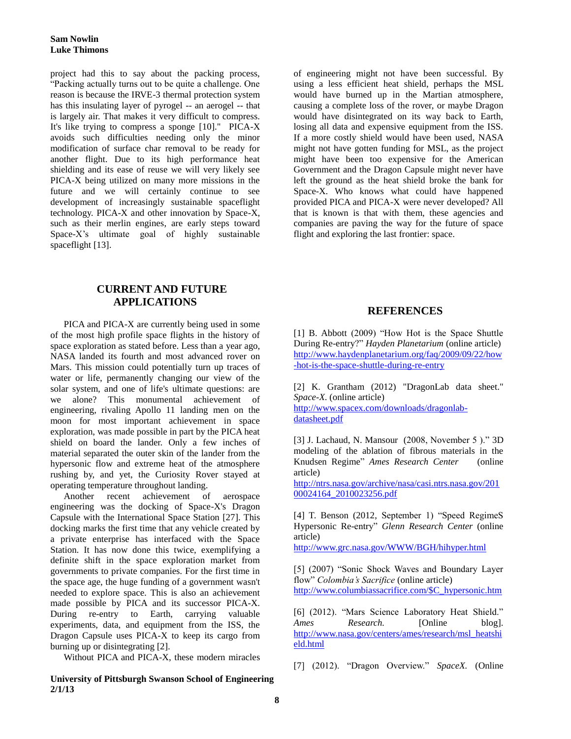project had this to say about the packing process, "Packing actually turns out to be quite a challenge. One reason is because the IRVE-3 thermal protection system has this insulating layer of pyrogel -- an aerogel -- that is largely air. That makes it very difficult to compress. It's like trying to compress a sponge [10]." PICA-X avoids such difficulties needing only the minor modification of surface char removal to be ready for another flight. Due to its high performance heat shielding and its ease of reuse we will very likely see PICA-X being utilized on many more missions in the future and we will certainly continue to see development of increasingly sustainable spaceflight technology. PICA-X and other innovation by Space-X, such as their merlin engines, are early steps toward Space-X's ultimate goal of highly sustainable spaceflight [13].

## CURRENT AND FUTURE APPLICATIONS

PICA and PICA-X are currently being used in some of the most high profile space flights in the history of space exploration as stated before. Less than a year ago, NASA landed its fourth and most advanced rover on Mars. This mission could potentially turn up traces of water or life, permanently changing our view of the solar system, and one of life's ultimate questions: are we alone? This monumental achievement of engineering, rivaling Apollo 11 landing men on the moon for most important achievement in space exploration, was made possible in part by the PICA heat shield on board the lander. Only a few inches of material separated the outer skin of the lander from the hypersonic flow and extreme heat of the atmosphere rushing by, and yet, the Curiosity Rover stayed at operating temperature throughout landing.

Another recent achievement of aerospace engineering was the docking of Space-X's Dragon Capsule with the International Space Station [27]. This docking marks the first time that any vehicle created by a private enterprise has interfaced with the Space Station. It has now done this twice, exemplifying a definite shift in the space exploration market from governments to private companies. For the first time in the space age, the huge funding of a government wasn't needed to explore space. This is also an achievement made possible by PICA and its successor PICA-X. During re-entry to Earth, carrying valuable experiments, data, and equipment from the ISS, the Dragon Capsule uses PICA-X to keep its cargo from burning up or disintegrating [2].

Without PICA and PICA-X, these modern miracles of engineering might not have been successful. By using a less efficient heat shield, perhaps the MSL would have burned up in the Martian atmosphere, causing a complete loss of the rover, or maybe Dragon would have disintegrated on its way back to Earth, losing all data and expensive equipment from the ISS. If a more costly shield would have been used, NASA might not have gotten funding for MSL, as the project might have been too expensive for the American Government and the Dragon Capsule might never have left the ground as the heat shield broke the bank for Space-X. Who knows what could have happened provided PICA and PICA-X were never developed? All that is known is that with them, these agencies and companies are paving the way for the future of space flight and exploring the last frontier: space.

## REFERENCES

[1] B. Abbott (2009) "How Hot is the Space Shuttle During Re-entry?" *Hayden Planetarium* (online article) http://www.haydenplanetarium.org/faq/2009/09/22/how-hot-is-the-space-shuttle-during-re-entry

[2] K. Grantham (2012) "DragonLab data sheet." *Space-X.* (online article) http://www.spacex.com/downloads/dragonlab-datasheet.pdf

[3] J. Lachaud, N. Mansour (2008, November 5 )." 3D modeling of the ablation of fibrous materials in the Knudsen Regime" *Ames Research Center* (online article) http://ntrs.nasa.gov/archive/nasa/casi.ntrs.nasa.gov/20100024164_2010023256.pdf

[4] T. Benson (2012, September 1) "Speed RegimeS Hypersonic Re-entry" *Glenn Research Center* (online article) http://www.grc.nasa.gov/WWW/BGH/hihyper.html

[5] (2007) "Sonic Shock Waves and Boundary Layer flow" *Colombia's Sacrifice* (online article) http://www.columbiassacrifice.com/$C_hypersonic.htm

[6] (2012). "Mars Science Laboratory Heat Shield." *Ames Research.* [Online blog]. http://www.nasa.gov/centers/ames/research/msl_heatshield.html

[7] (2012). "Dragon Overview." *SpaceX.* (Online

**University of Pittsburgh Swanson School of Engineering**
**2/1/13**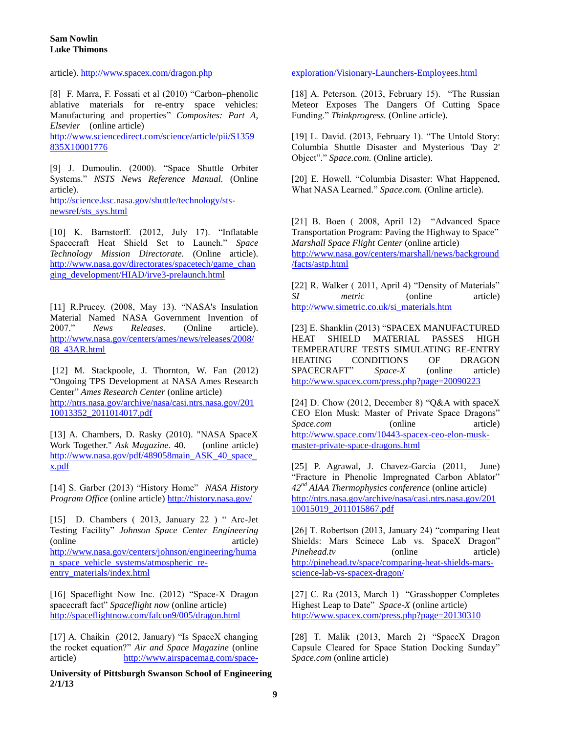article). http://www.spacex.com/dragon.php

[8] F. Marra, F. Fossati et al (2010) "Carbon–phenolic ablative materials for re-entry space vehicles: Manufacturing and properties" *Composites: Part A, Elsevier* (online article) http://www.sciencedirect.com/science/article/pii/S1359835X10001776

[9] J. Dumoulin. (2000). "Space Shuttle Orbiter Systems." *NSTS News Reference Manual.* (Online article). http://science.ksc.nasa.gov/shuttle/technology/sts-newsref/sts_sys.html

[10] K. Barnstorff. (2012, July 17). "Inflatable Spacecraft Heat Shield Set to Launch." *Space Technology Mission Directorate.* (Online article). http://www.nasa.gov/directorates/spacetech/game_changing_development/HIAD/irve3-prelaunch.html

[11] R.Prucey. (2008, May 13). "NASA's Insulation Material Named NASA Government Invention of 2007." *News Releases.* (Online article). http://www.nasa.gov/centers/ames/news/releases/2008/08_43AR.html

[12] M. Stackpoole, J. Thornton, W. Fan (2012) "Ongoing TPS Development at NASA Ames Research Center" *Ames Research Center* (online article) http://ntrs.nasa.gov/archive/nasa/casi.ntrs.nasa.gov/20110013352_2011014017.pdf

[13] A. Chambers, D. Rasky (2010). "NASA SpaceX Work Together." *Ask Magazine*. 40. (online article) http://www.nasa.gov/pdf/489058main_ASK_40_space_x.pdf

[14] S. Garber (2013) "History Home" *NASA History Program Office* (online article) http://history.nasa.gov/

[15] D. Chambers ( 2013, January 22 ) " Arc-Jet Testing Facility" *Johnson Space Center Engineering* (online article) http://www.nasa.gov/centers/johnson/engineering/human_space_vehicle_systems/atmospheric_re-entry_materials/index.html

[16] Spaceflight Now Inc. (2012) "Space-X Dragon spacecraft fact" *Spaceflight now* (online article) http://spaceflightnow.com/falcon9/005/dragon.html

[17] A. Chaikin (2012, January) "Is SpaceX changing the rocket equation?" *Air and Space Magazine* (online article) http://www.airspacemag.com/space-exploration/Visionary-Launchers-Employees.html

[18] A. Peterson. (2013, February 15). "The Russian Meteor Exposes The Dangers Of Cutting Space Funding." *Thinkprogress.* (Online article).

[19] L. David. (2013, February 1). "The Untold Story: Columbia Shuttle Disaster and Mysterious 'Day 2' Object"." *Space.com.* (Online article).

[20] E. Howell. "Columbia Disaster: What Happened, What NASA Learned." *Space.com.* (Online article).

[21] B. Boen ( 2008, April 12) "Advanced Space Transportation Program: Paving the Highway to Space" *Marshall Space Flight Center* (online article) http://www.nasa.gov/centers/marshall/news/background/facts/astp.html

[22] R. Walker ( 2011, April 4) "Density of Materials" *SI metric* (online article) http://www.simetric.co.uk/si_materials.htm

[23] E. Shanklin (2013) "SPACEX MANUFACTURED HEAT SHIELD MATERIAL PASSES HIGH TEMPERATURE TESTS SIMULATING RE-ENTRY HEATING CONDITIONS OF DRAGON SPACECRAFT" *Space-X* (online article) http://www.spacex.com/press.php?page=20090223

[24] D. Chow (2012, December 8) "Q&A with spaceX CEO Elon Musk: Master of Private Space Dragons" *Space.com* (online article) http://www.space.com/10443-spacex-ceo-elon-musk-master-private-space-dragons.html

[25] P. Agrawal, J. Chavez-Garcia (2011, June) "Fracture in Phenolic Impregnated Carbon Ablator" *42nd AIAA Thermophysics conference* (online article) http://ntrs.nasa.gov/archive/nasa/casi.ntrs.nasa.gov/20110015019_2011015867.pdf

[26] T. Robertson (2013, January 24) "comparing Heat Shields: Mars Scinece Lab vs. SpaceX Dragon" *Pinehead.tv* (online article) http://pinehead.tv/space/comparing-heat-shields-mars-science-lab-vs-spacex-dragon/

[27] C. Ra (2013, March 1) "Grasshopper Completes Highest Leap to Date" *Space-X* (online article) http://www.spacex.com/press.php?page=20130310

[28] T. Malik (2013, March 2) "SpaceX Dragon Capsule Cleared for Space Station Docking Sunday" *Space.com* (online article)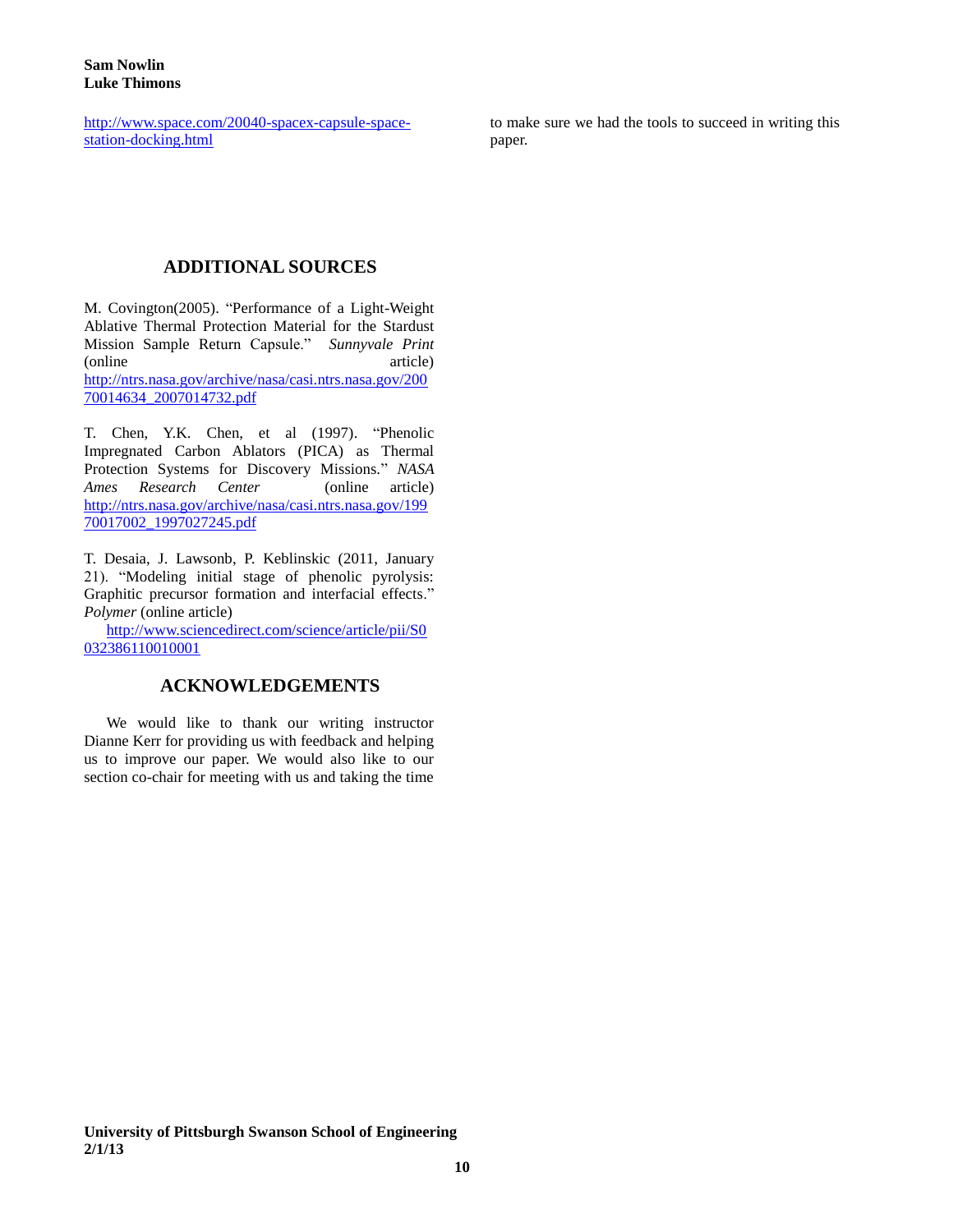http://www.space.com/20040-spacex-capsule-space-station-docking.html

## ADDITIONAL SOURCES

M. Covington(2005). "Performance of a Light-Weight Ablative Thermal Protection Material for the Stardust Mission Sample Return Capsule." *Sunnyvale Print* (online article) http://ntrs.nasa.gov/archive/nasa/casi.ntrs.nasa.gov/20070014634_2007014732.pdf

T. Chen, Y.K. Chen, et al (1997). "Phenolic Impregnated Carbon Ablators (PICA) as Thermal Protection Systems for Discovery Missions." *NASA Ames Research Center* (online article) http://ntrs.nasa.gov/archive/nasa/casi.ntrs.nasa.gov/19970017002_1997027245.pdf

T. Desaia, J. Lawsonb, P. Keblinskic (2011, January 21). "Modeling initial stage of phenolic pyrolysis: Graphitic precursor formation and interfacial effects." *Polymer* (online article) http://www.sciencedirect.com/science/article/pii/S0032386110010001

## ACKNOWLEDGEMENTS

We would like to thank our writing instructor Dianne Kerr for providing us with feedback and helping us to improve our paper. We would also like to our section co-chair for meeting with us and taking the time to make sure we had the tools to succeed in writing this paper.